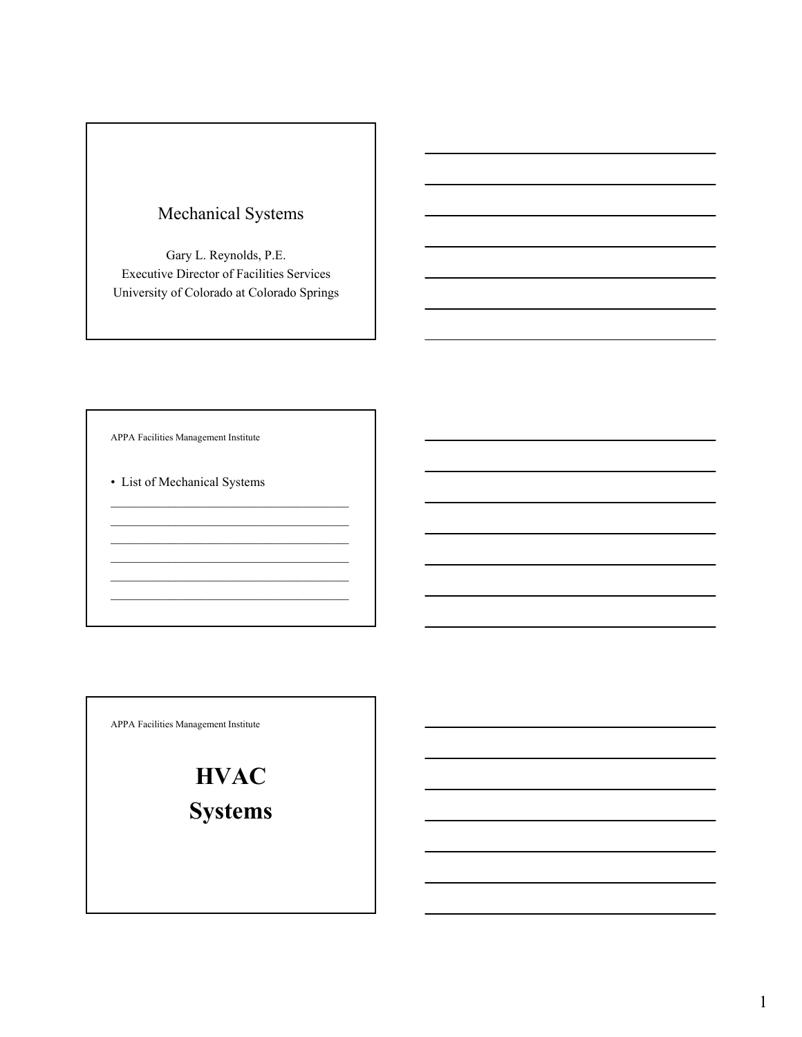# Mechanical Systems

Gary L. Reynolds, P.E.
Executive Director of Facilities Services
University of Colorado at Colorado Springs

---

APPA Facilities Management Institute

- List of Mechanical Systems

---

APPA Facilities Management Institute

# HVAC Systems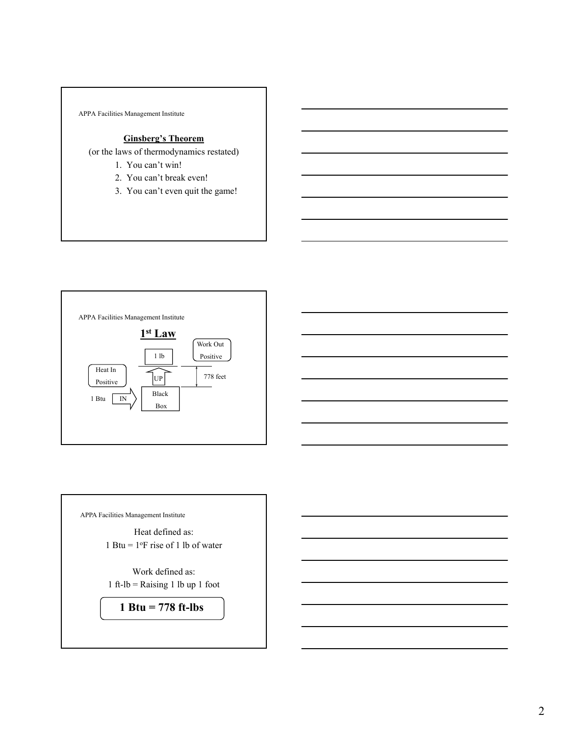APPA Facilities Management Institute

## Ginsberg's Theorem

(or the laws of thermodynamics restated)

1. You can't win!
2. You can't break even!
3. You can't even quit the game!

APPA Facilities Management Institute

## 1st Law

Work Out Positive

1 lb

UP

778 feet

Heat In Positive

1 Btu IN

Black Box

APPA Facilities Management Institute

Heat defined as:
1 Btu = 1°F rise of 1 lb of water

Work defined as:
1 ft-lb = Raising 1 lb up 1 foot

**1 Btu = 778 ft-lbs**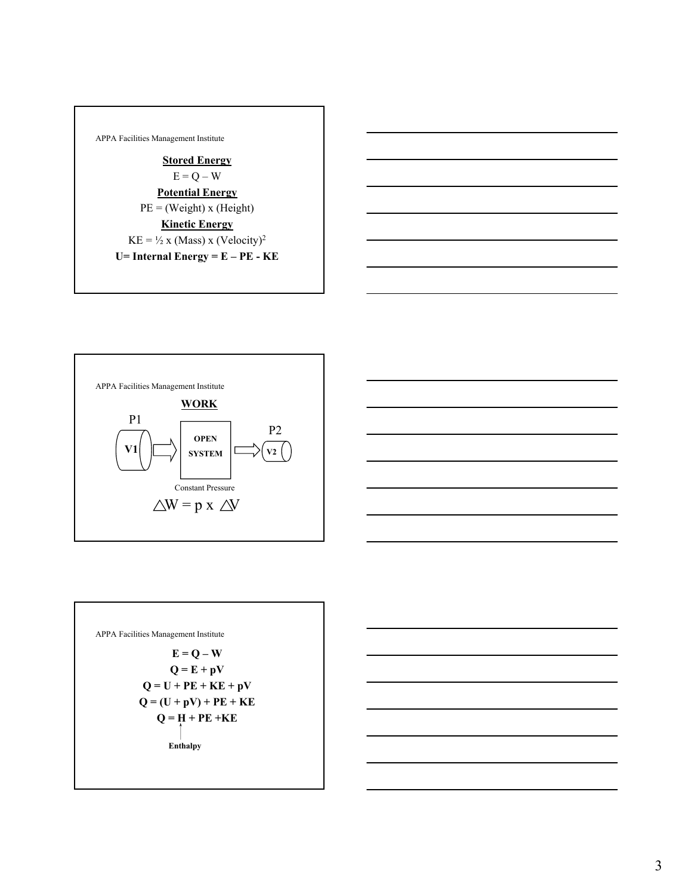APPA Facilities Management Institute

**Stored Energy**

$E = Q - W$

**Potential Energy**

$PE = (\text{Weight}) \times (\text{Height})$

**Kinetic Energy**

$KE = \frac{1}{2} \times (\text{Mass}) \times (\text{Velocity})^2$

**U= Internal Energy = E – PE - KE**

---

APPA Facilities Management Institute

**WORK**

P1 — V1 → OPEN SYSTEM → V2 — P2

Constant Pressure

$$\triangle W = p \times \triangle V$$

---

APPA Facilities Management Institute

$$E = Q - W$$

$$Q = E + pV$$

$$Q = U + PE + KE + pV$$

$$Q = (U + pV) + PE + KE$$

$$Q = H + PE + KE$$

**Enthalpy** (H)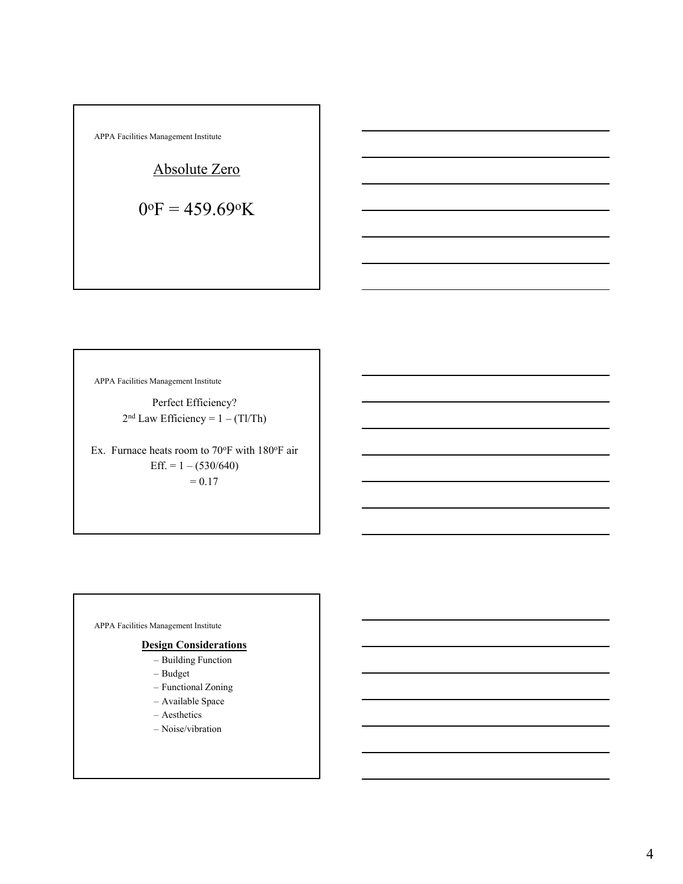APPA Facilities Management Institute

## Absolute Zero

$0^{o}F = 459.69^{o}K$

APPA Facilities Management Institute

Perfect Efficiency?

$2^{nd}$ Law Efficiency = $1 - (Tl/Th)$

Ex. Furnace heats room to $70^{o}F$ with $180^{o}F$ air

Eff. = $1 - (530/640)$

$= 0.17$

APPA Facilities Management Institute

**Design Considerations**

- Building Function
- Budget
- Functional Zoning
- Available Space
- Aesthetics
- Noise/vibration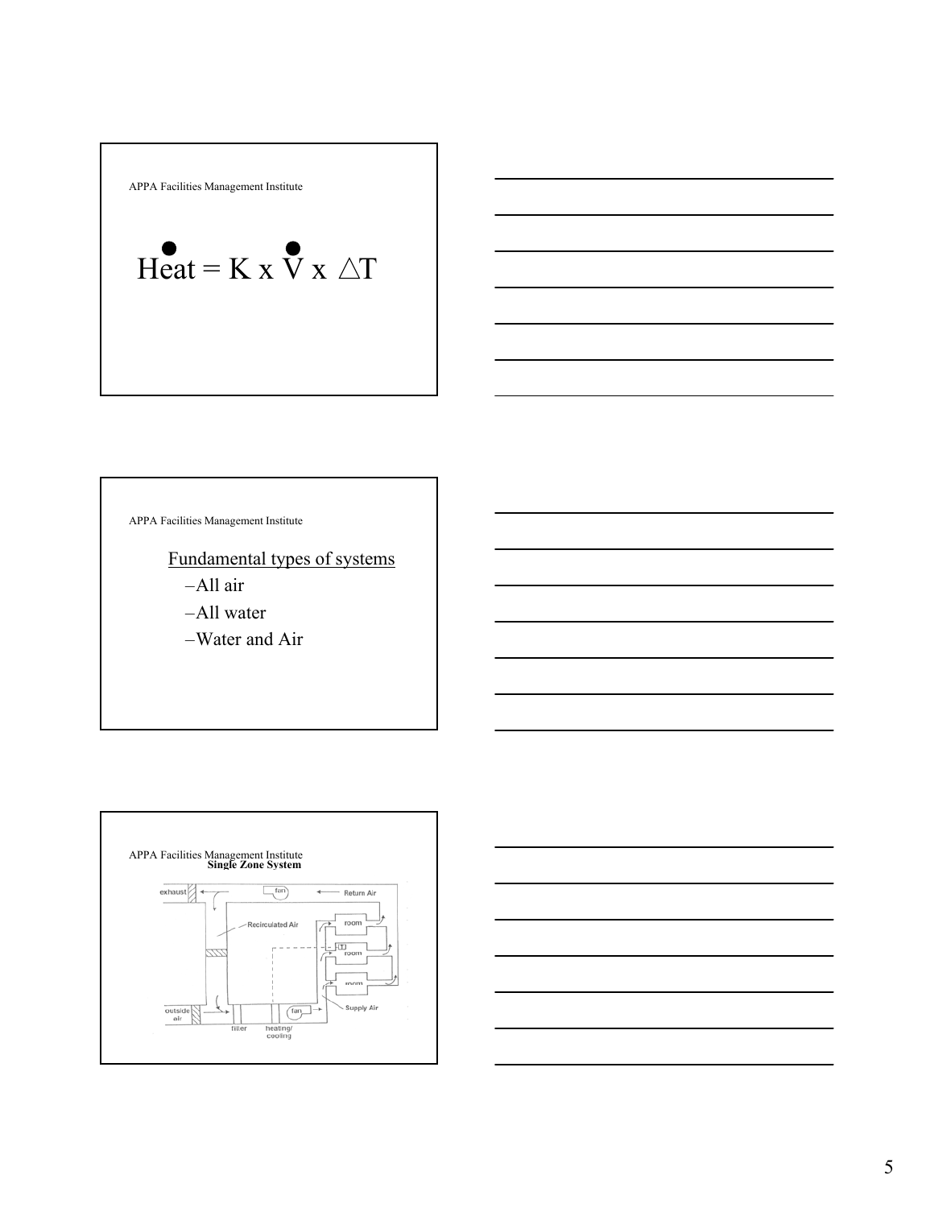APPA Facilities Management Institute

$$\dot{Heat} = K \times \dot{V} \times \triangle T$$

APPA Facilities Management Institute

Fundamental types of systems

- All air
- All water
- Water and Air

APPA Facilities Management Institute

**Single Zone System**

exhaust — fan — Return Air

Recirculated Air — room — T — room — room

outside air — filter — heating/cooling — fan — Supply Air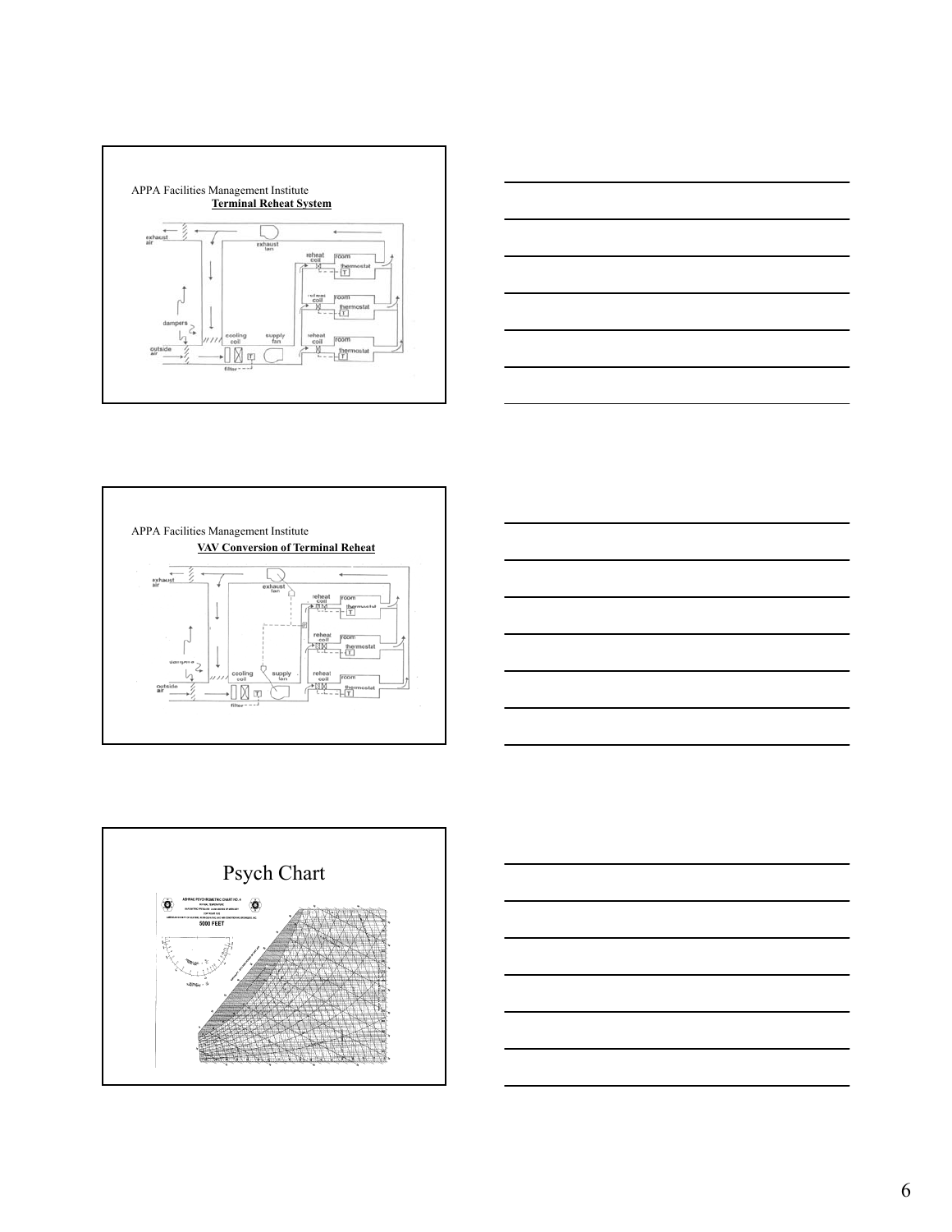APPA Facilities Management Institute

**Terminal Reheat System**

exhaust air

exhaust fan

reheat coil

room

thermostat

reheat coil

room

thermostat

dampers

cooling coil

supply fan

reheat coil

room

thermostat

outside air

filter

APPA Facilities Management Institute

**VAV Conversion of Terminal Reheat**

exhaust air

exhaust fan

reheat coil

room

thermostat

reheat coil

room

thermostat

dampers

cooling coil

supply fan

reheat coil

room

thermostat

outside air

filter

# Psych Chart

ASHRAE PSYCHROMETRIC CHART NO. 4

5000 FEET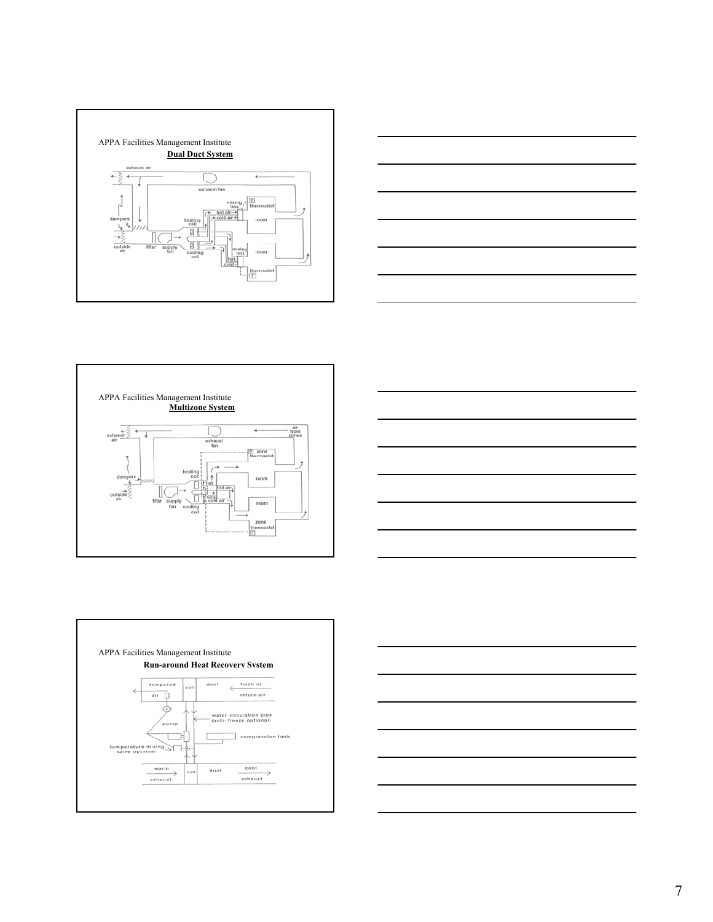APPA Facilities Management Institute

**Dual Duct System**

APPA Facilities Management Institute

**Multizone System**

APPA Facilities Management Institute

**Run-around Heat Recovery System**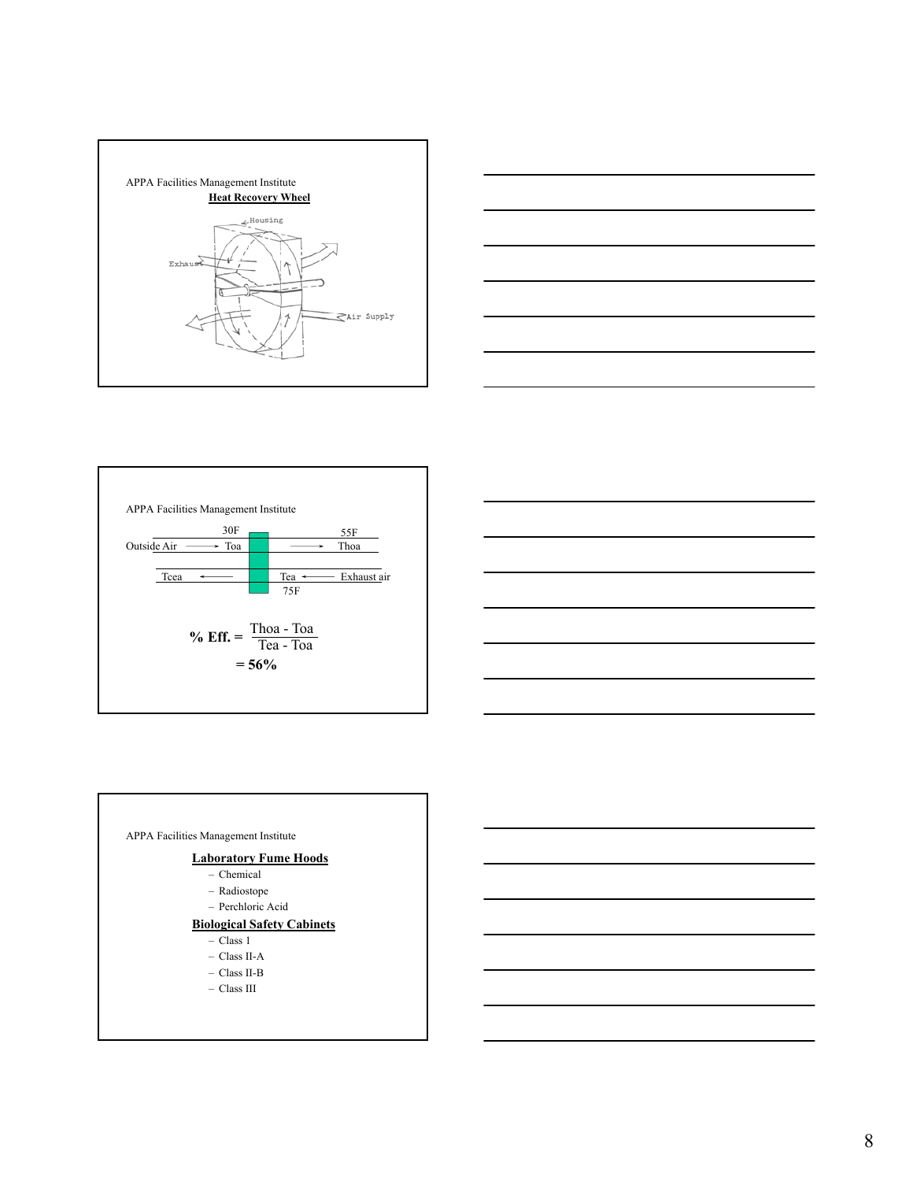APPA Facilities Management Institute

**Heat Recovery Wheel**

Housing

Exhaust

Air Supply

---

APPA Facilities Management Institute

Outside Air → Toa (30F) → Thoa (55F)

Tcea ← Tea (75F) ← Exhaust air

$$\% \text{ Eff.} = \frac{\text{Thoa} - \text{Toa}}{\text{Tea} - \text{Toa}}$$

**= 56%**

---

APPA Facilities Management Institute

**Laboratory Fume Hoods**

- Chemical
- Radiostope
- Perchloric Acid

**Biological Safety Cabinets**

- Class 1
- Class II-A
- Class II-B
- Class III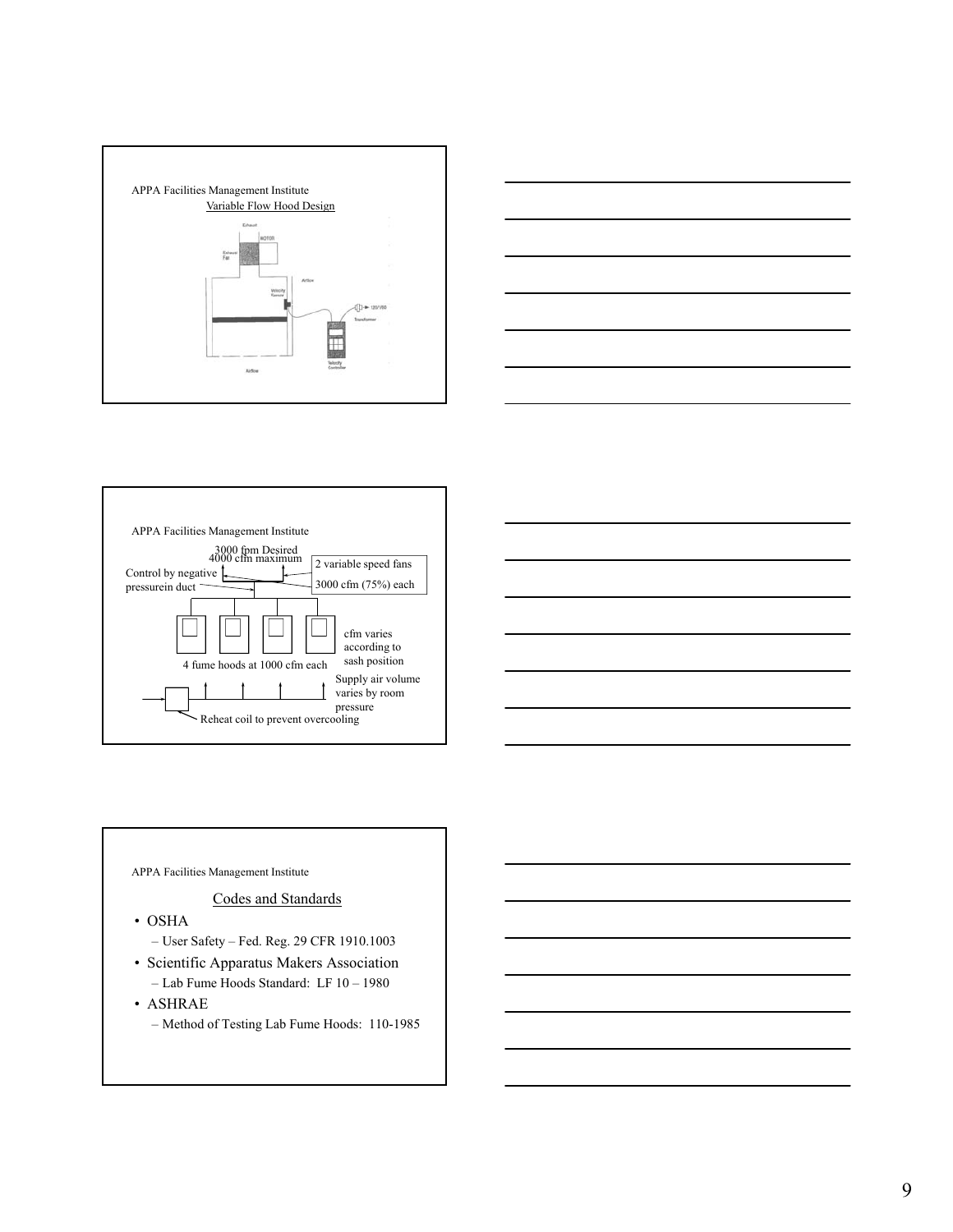APPA Facilities Management Institute

Variable Flow Hood Design

Exhaust

Exhaust Fan

MOTOR

Airflow

Velocity Sensor

120/V60

Transformer

Velocity Controller

Airflow

APPA Facilities Management Institute

3000 fpm Desired

4000 cfm maximum

2 variable speed fans

3000 cfm (75%) each

Control by negative pressurein duct

cfm varies according to sash position

4 fume hoods at 1000 cfm each

Supply air volume varies by room pressure

Reheat coil to prevent overcooling

APPA Facilities Management Institute

## Codes and Standards

- OSHA
  - User Safety – Fed. Reg. 29 CFR 1910.1003
- Scientific Apparatus Makers Association
  - Lab Fume Hoods Standard: LF 10 – 1980
- ASHRAE
  - Method of Testing Lab Fume Hoods: 110-1985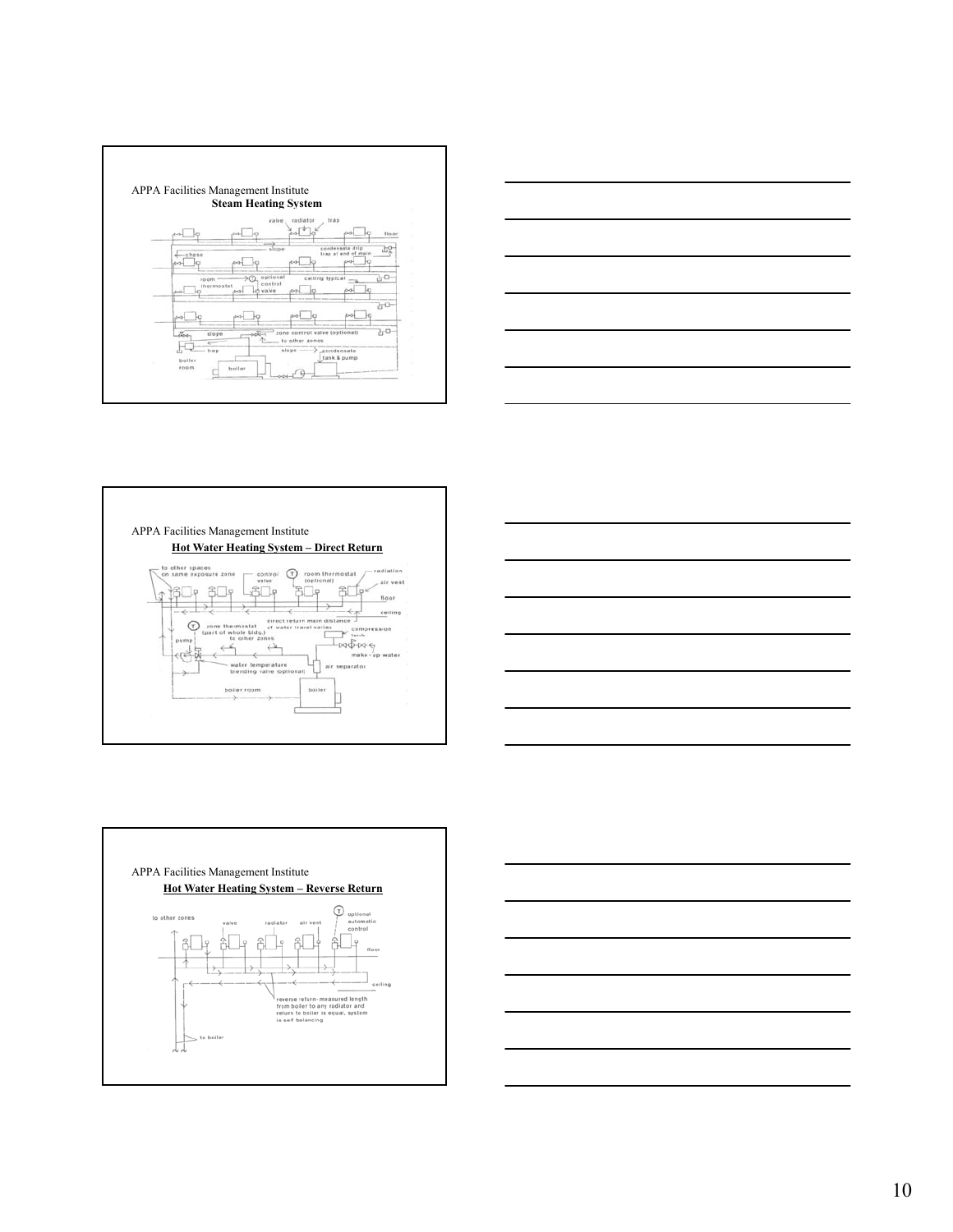APPA Facilities Management Institute

**Steam Heating System**

APPA Facilities Management Institute

**Hot Water Heating System – Direct Return**

APPA Facilities Management Institute

**Hot Water Heating System – Reverse Return**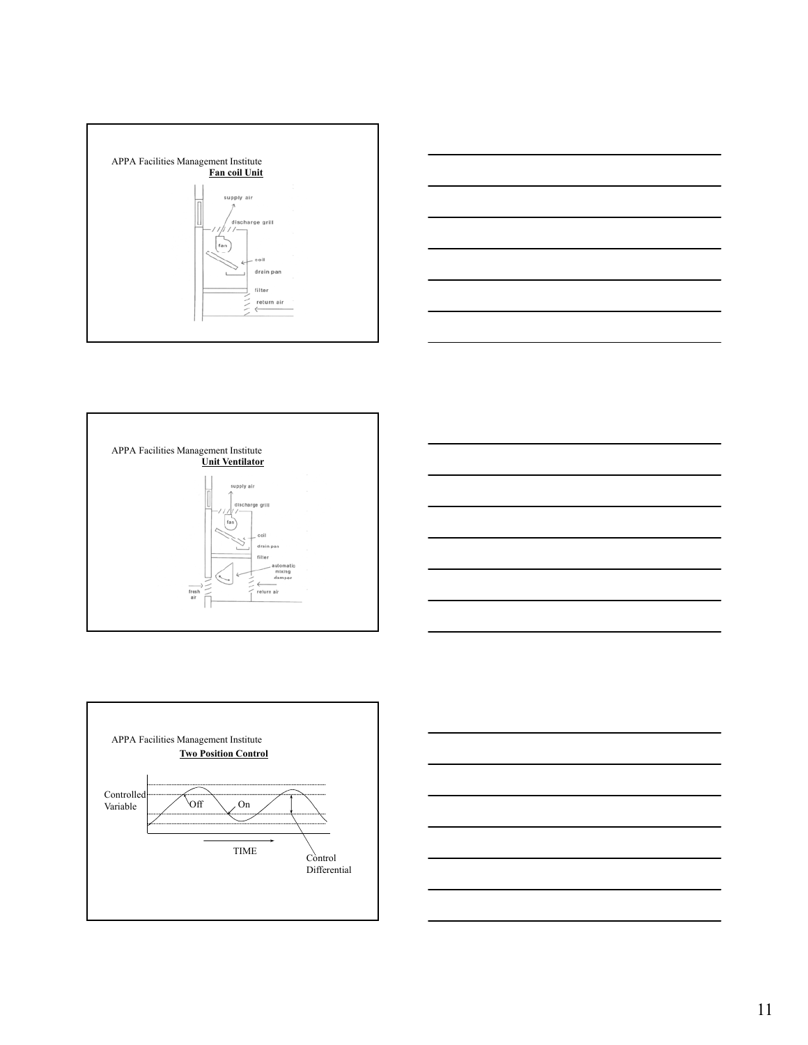APPA Facilities Management Institute

**Fan coil Unit**

supply air

discharge grill

fan

coil

drain pan

filter

return air

APPA Facilities Management Institute

**Unit Ventilator**

supply air

discharge grill

fan

coil

drain pan

filter

automatic mixing damper

fresh air

return air

APPA Facilities Management Institute

**Two Position Control**

Controlled Variable

Off

On

TIME

Control Differential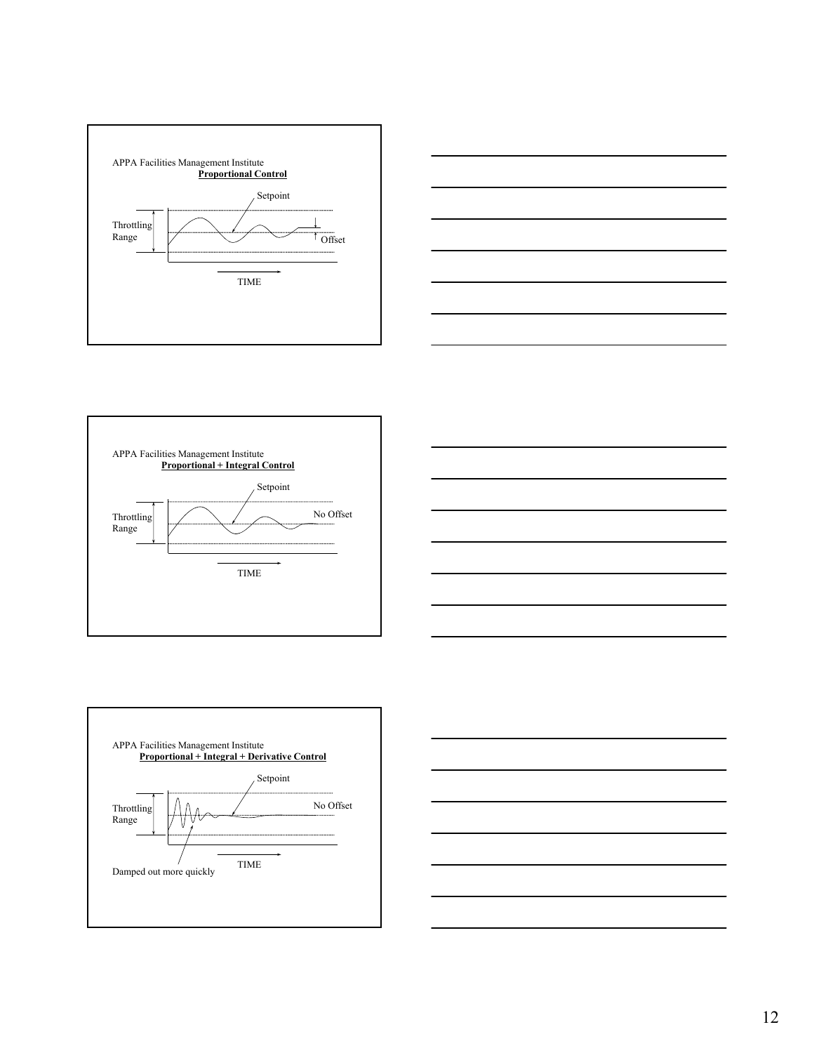APPA Facilities Management Institute

**Proportional Control**

Setpoint

Throttling Range

Offset

TIME

APPA Facilities Management Institute

**Proportional + Integral Control**

Setpoint

Throttling Range

No Offset

TIME

APPA Facilities Management Institute

**Proportional + Integral + Derivative Control**

Setpoint

Throttling Range

No Offset

Damped out more quickly

TIME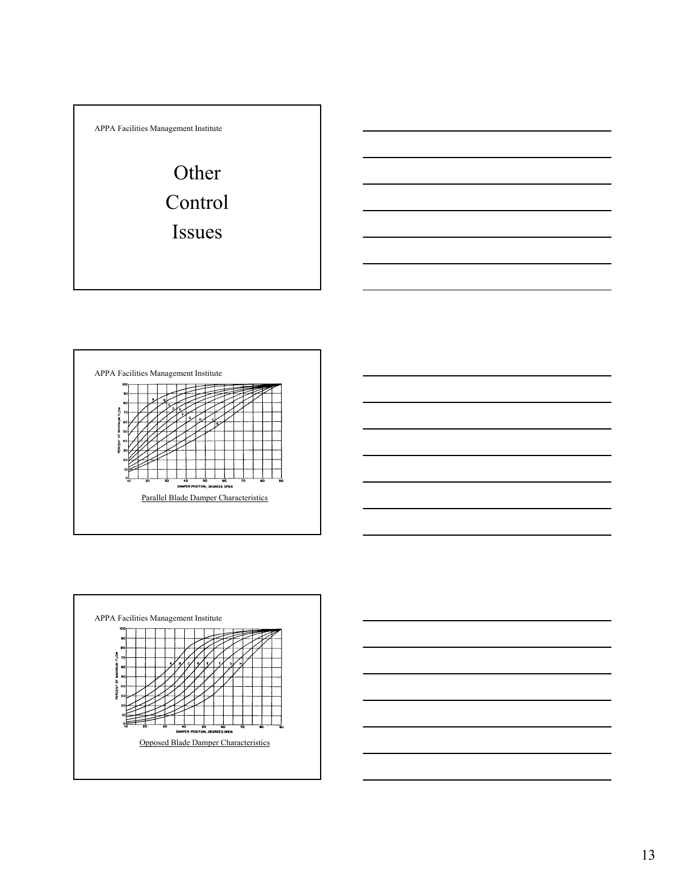APPA Facilities Management Institute

# Other Control Issues

APPA Facilities Management Institute

Parallel Blade Damper Characteristics

APPA Facilities Management Institute

Opposed Blade Damper Characteristics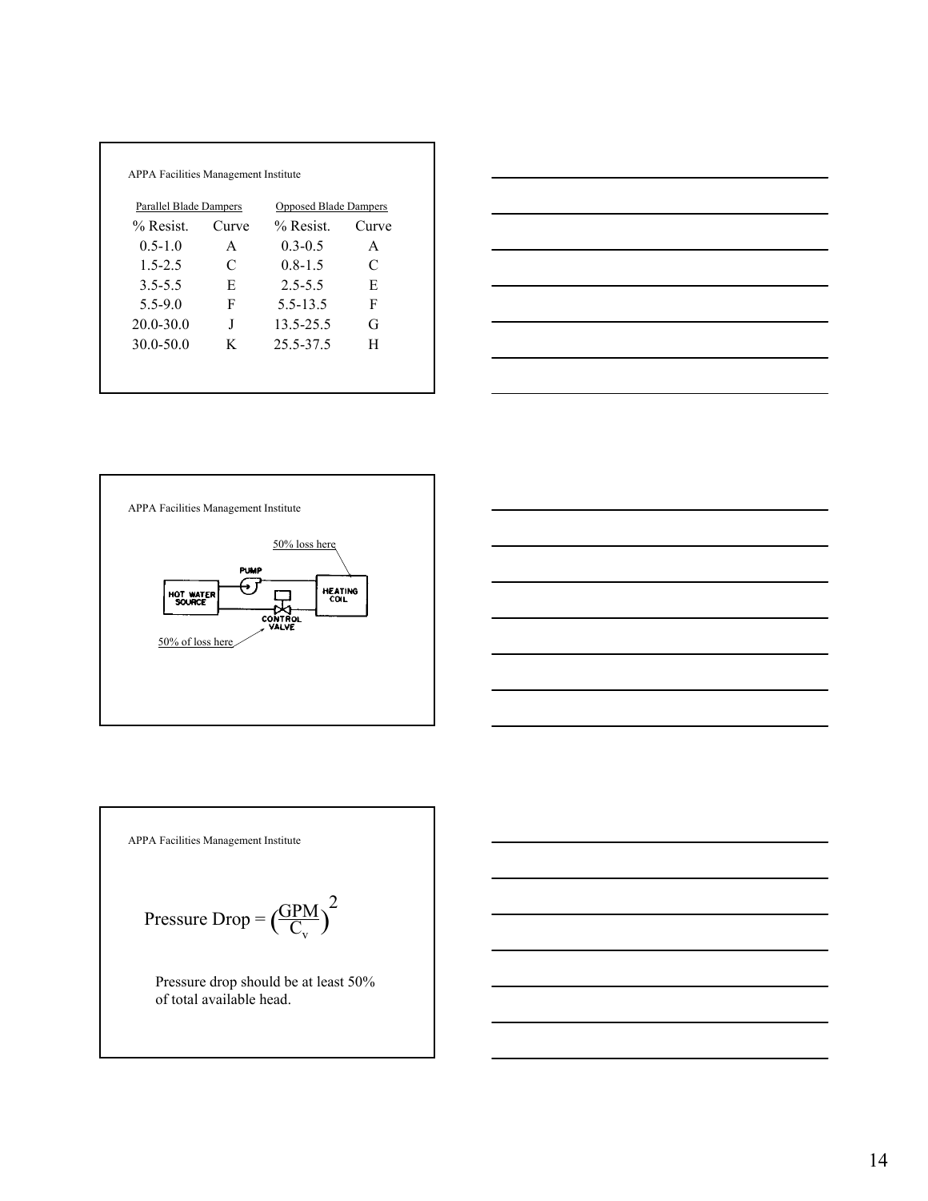APPA Facilities Management Institute

| Parallel Blade Dampers | | Opposed Blade Dampers | |
|---|---|---|---|
| % Resist. | Curve | % Resist. | Curve |
| 0.5-1.0 | A | 0.3-0.5 | A |
| 1.5-2.5 | C | 0.8-1.5 | C |
| 3.5-5.5 | E | 2.5-5.5 | E |
| 5.5-9.0 | F | 5.5-13.5 | F |
| 20.0-30.0 | J | 13.5-25.5 | G |
| 30.0-50.0 | K | 25.5-37.5 | H |

APPA Facilities Management Institute

50% loss here

PUMP

HOT WATER SOURCE

HEATING COIL

CONTROL VALVE

50% of loss here

APPA Facilities Management Institute

$$\text{Pressure Drop} = \left(\frac{\text{GPM}}{C_v}\right)^2$$

Pressure drop should be at least 50% of total available head.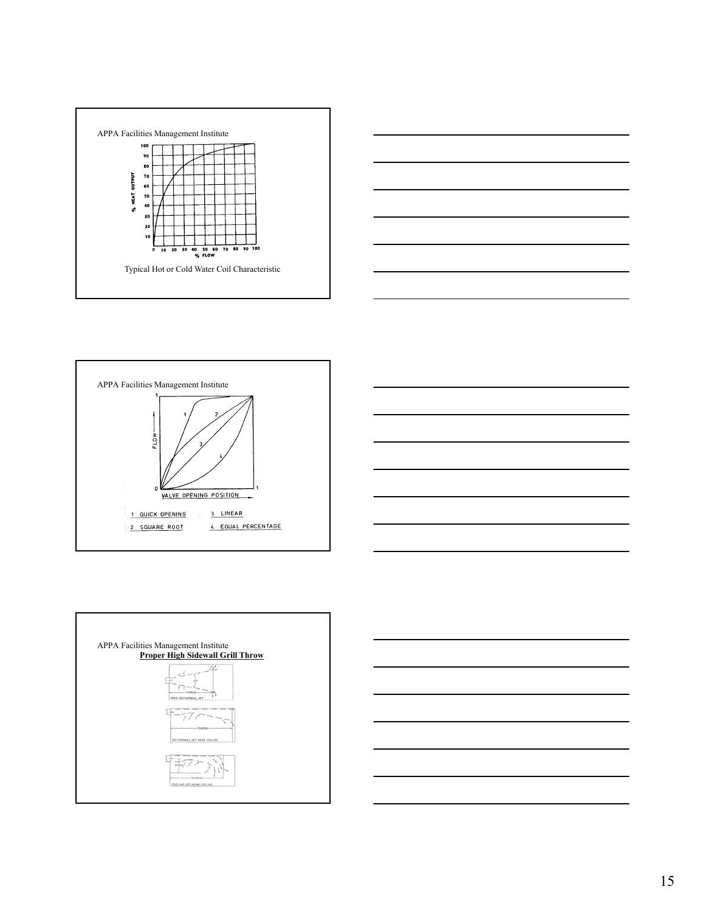APPA Facilities Management Institute

Typical Hot or Cold Water Coil Characteristic

APPA Facilities Management Institute

1 QUICK OPENING
2 SQUARE ROOT
3 LINEAR
4 EQUAL PERCENTAGE

APPA Facilities Management Institute

**Proper High Sidewall Grill Throw**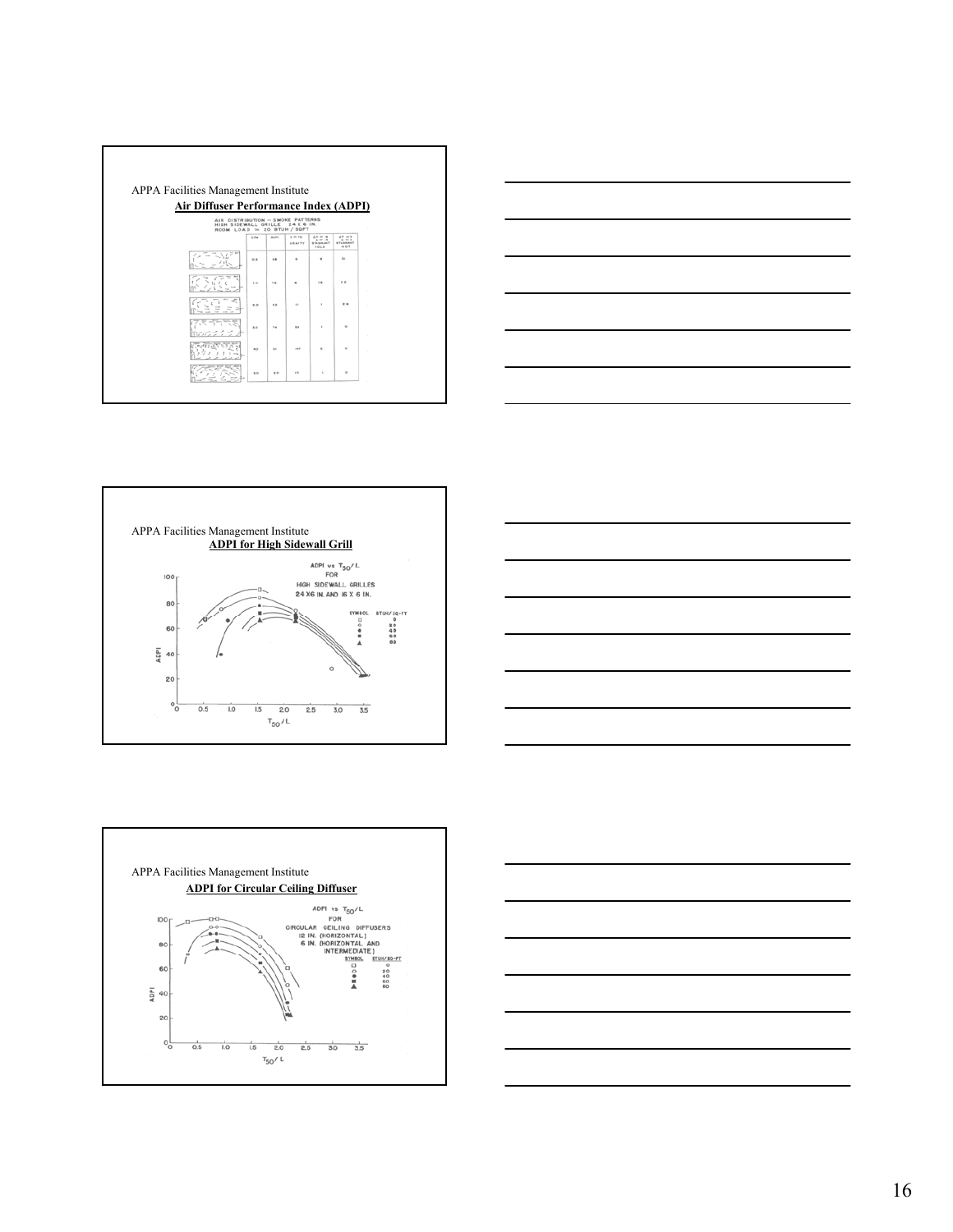APPA Facilities Management Institute

## Air Diffuser Performance Index (ADPI)

AIR DISTRIBUTION — SMOKE PATTERNS
HIGH SIDEWALL GRILLE 24 X 6 IN.
ROOM LOAD ≈ 20 BTUH / SQFT

APPA Facilities Management Institute

## ADPI for High Sidewall Grill

ADPI vs $T_{50}/L$ FOR HIGH SIDEWALL GRILLES 24 X6 IN. AND 16 X 6 IN.

| SYMBOL | BTUH/SQ-FT |
| --- | --- |
| □ | 0 |
| ○ | 20 |
| ● | 40 |
| ■ | 60 |
| ▲ | 80 |

APPA Facilities Management Institute

## ADPI for Circular Ceiling Diffuser

ADPI vs $T_{50}/L$ FOR CIRCULAR CEILING DIFFUSERS 12 IN. (HORIZONTAL) 6 IN. (HORIZONTAL AND INTERMEDIATE)

| SYMBOL | BTUH/SQ-FT |
| --- | --- |
| □ | 0 |
| ○ | 20 |
| ● | 40 |
| ■ | 60 |
| ▲ | 80 |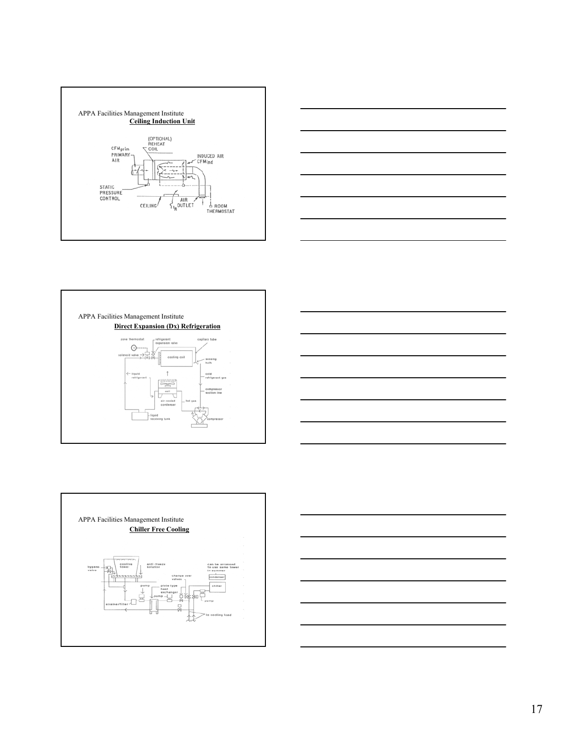APPA Facilities Management Institute

**Ceiling Induction Unit**

(OPTIONAL) REHEAT COIL

CFM prim PRIMARY AIR

INDUCED AIR CFM ind

STATIC PRESSURE CONTROL

CEILING

AIR OUTLET

ROOM THERMOSTAT

---

APPA Facilities Management Institute

**Direct Expansion (Dx) Refrigeration**

zone thermostat

refrigerant expansion valve

capillary tube

solenoid valve

cooling coil

sensing bulb

liquid refrigerant

cold refrigerant gas

coil

compressor suction line

air cooled condenser

hot gas

liquid receiving tank

compressor

---

APPA Facilities Management Institute

**Chiller Free Cooling**

bypass valve

cooling tower

anti-freeze solution

can be arranged to use same tower in summer

change over valves

condenser

pump

plate type heat exchanger

chiller

pump

pump

strainer/filter

to cooling load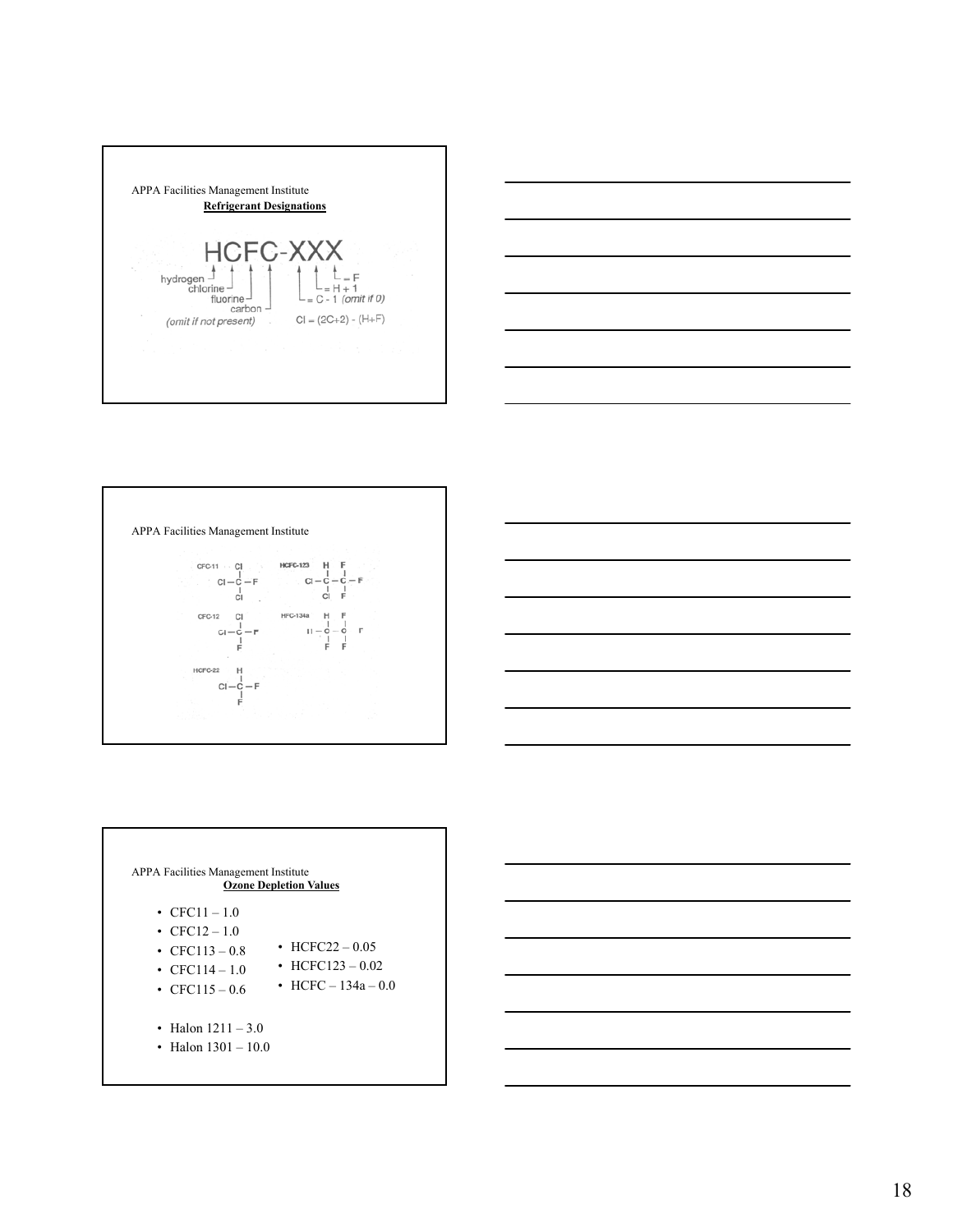APPA Facilities Management Institute

**Refrigerant Designations**

HCFC-XXX

- hydrogen, chlorine, fluorine, carbon (omit if not present)
- First X $= C - 1$ (omit if 0)
- Second X $= H + 1$
- Third X $= F$
- $Cl = (2C+2) - (H+F)$

---

APPA Facilities Management Institute

CFC-11

```
     Cl
     |
Cl — C — F
     |
     Cl
```

HCFC-123

```
     H    F
     |    |
Cl — C —  C — F
     |    |
     Cl   F
```

CFC-12

```
     Cl
     |
Cl — C — F
     |
     F
```

HFC-134a

```
    H    F
    |    |
H — C —  C — F
    |    |
    F    F
```

HCFC-22

```
     H
     |
Cl — C — F
     |
     F
```

---

APPA Facilities Management Institute

**Ozone Depletion Values**

- CFC11 – 1.0
- CFC12 – 1.0
- CFC113 – 0.8
- CFC114 – 1.0
- CFC115 – 0.6

- HCFC22 – 0.05
- HCFC123 – 0.02
- HCFC – 134a – 0.0

- Halon 1211 – 3.0
- Halon 1301 – 10.0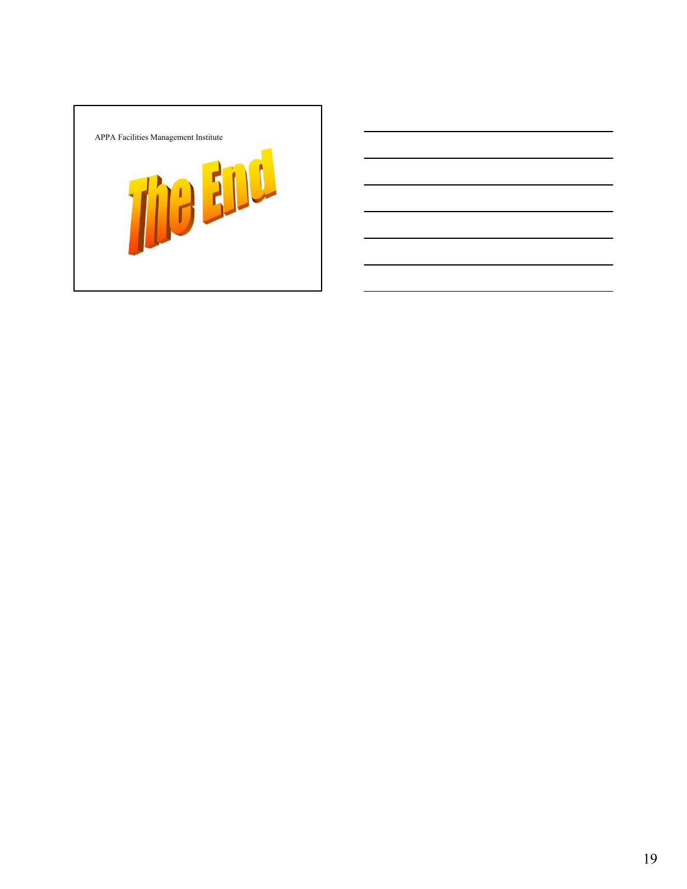APPA Facilities Management Institute

The End